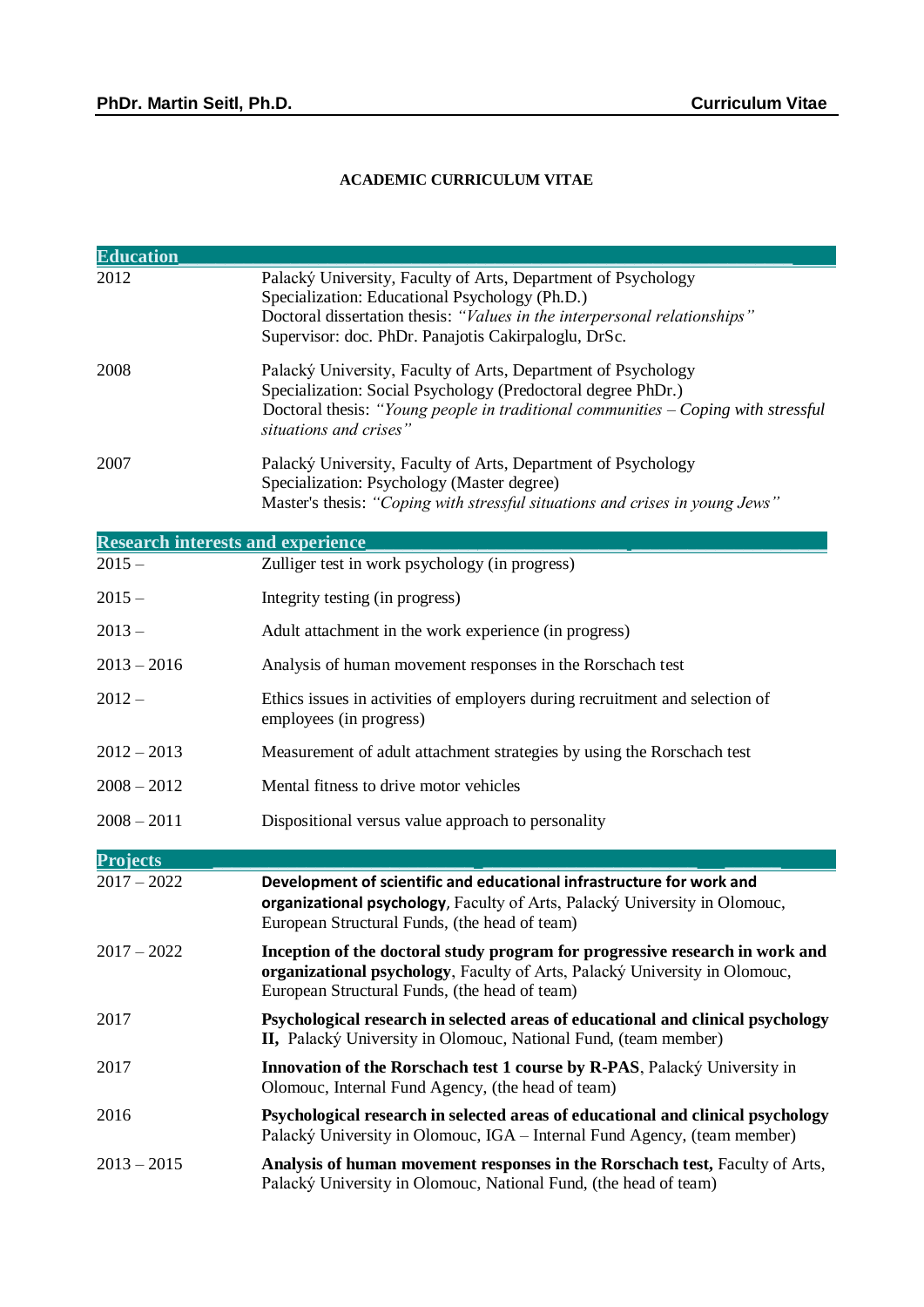# ACADEMIC CURRICULUM VITAE

## Education

2012 — Palacký University, Faculty of Arts, Department of Psychology
Specialization: Educational Psychology (Ph.D.)
Doctoral dissertation thesis: *"Values in the interpersonal relationships"*
Supervisor: doc. PhDr. Panajotis Cakirpaloglu, DrSc.

2008 — Palacký University, Faculty of Arts, Department of Psychology
Specialization: Social Psychology (Predoctoral degree PhDr.)
Doctoral thesis: *"Young people in traditional communities – Coping with stressful situations and crises"*

2007 — Palacký University, Faculty of Arts, Department of Psychology
Specialization: Psychology (Master degree)
Master's thesis: *"Coping with stressful situations and crises in young Jews"*

## Research interests and experience

| | |
|---|---|
| 2015 – | Zulliger test in work psychology (in progress) |
| 2015 – | Integrity testing (in progress) |
| 2013 – | Adult attachment in the work experience (in progress) |
| 2013 – 2016 | Analysis of human movement responses in the Rorschach test |
| 2012 – | Ethics issues in activities of employers during recruitment and selection of employees (in progress) |
| 2012 – 2013 | Measurement of adult attachment strategies by using the Rorschach test |
| 2008 – 2012 | Mental fitness to drive motor vehicles |
| 2008 – 2011 | Dispositional versus value approach to personality |

## Projects

2017 – 2022 — **Development of scientific and educational infrastructure for work and organizational psychology**, Faculty of Arts, Palacký University in Olomouc, European Structural Funds, (the head of team)

2017 – 2022 — **Inception of the doctoral study program for progressive research in work and organizational psychology**, Faculty of Arts, Palacký University in Olomouc, European Structural Funds, (the head of team)

2017 — **Psychological research in selected areas of educational and clinical psychology II,** Palacký University in Olomouc, National Fund, (team member)

2017 — **Innovation of the Rorschach test 1 course by R-PAS**, Palacký University in Olomouc, Internal Fund Agency, (the head of team)

2016 — **Psychological research in selected areas of educational and clinical psychology** Palacký University in Olomouc, IGA – Internal Fund Agency, (team member)

2013 – 2015 — **Analysis of human movement responses in the Rorschach test,** Faculty of Arts, Palacký University in Olomouc, National Fund, (the head of team)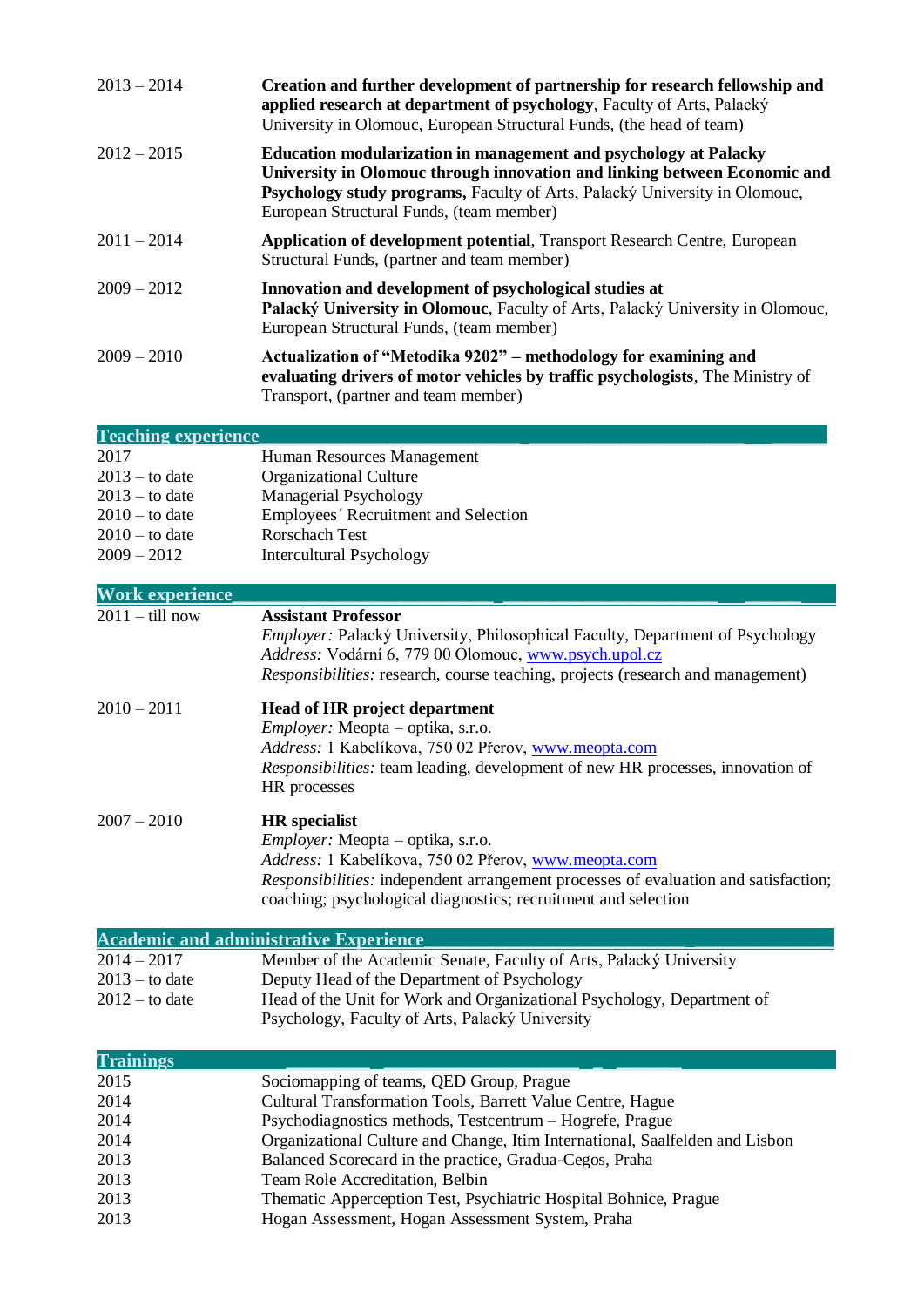| | |
|---|---|
| 2013 – 2014 | **Creation and further development of partnership for research fellowship and applied research at department of psychology**, Faculty of Arts, Palacký University in Olomouc, European Structural Funds, (the head of team) |
| 2012 – 2015 | **Education modularization in management and psychology at Palacky University in Olomouc through innovation and linking between Economic and Psychology study programs,** Faculty of Arts, Palacký University in Olomouc, European Structural Funds, (team member) |
| 2011 – 2014 | **Application of development potential**, Transport Research Centre, European Structural Funds, (partner and team member) |
| 2009 – 2012 | **Innovation and development of psychological studies at Palacký University in Olomouc**, Faculty of Arts, Palacký University in Olomouc, European Structural Funds, (team member) |
| 2009 – 2010 | **Actualization of "Metodika 9202" – methodology for examining and evaluating drivers of motor vehicles by traffic psychologists**, The Ministry of Transport, (partner and team member) |

## Teaching experience

| | |
|---|---|
| 2017 | Human Resources Management |
| 2013 – to date | Organizational Culture |
| 2013 – to date | Managerial Psychology |
| 2010 – to date | Employees´ Recruitment and Selection |
| 2010 – to date | Rorschach Test |
| 2009 – 2012 | Intercultural Psychology |

## Work experience

**2011 – till now**

**Assistant Professor**
*Employer:* Palacký University, Philosophical Faculty, Department of Psychology
*Address:* Vodární 6, 779 00 Olomouc, www.psych.upol.cz
*Responsibilities:* research, course teaching, projects (research and management)

**2010 – 2011**

**Head of HR project department**
*Employer:* Meopta – optika, s.r.o.
*Address:* 1 Kabelíkova, 750 02 Přerov, www.meopta.com
*Responsibilities:* team leading, development of new HR processes, innovation of HR processes

**2007 – 2010**

**HR specialist**
*Employer:* Meopta – optika, s.r.o.
*Address:* 1 Kabelíkova, 750 02 Přerov, www.meopta.com
*Responsibilities:* independent arrangement processes of evaluation and satisfaction; coaching; psychological diagnostics; recruitment and selection

## Academic and administrative Experience

| | |
|---|---|
| 2014 – 2017 | Member of the Academic Senate, Faculty of Arts, Palacký University |
| 2013 – to date | Deputy Head of the Department of Psychology |
| 2012 – to date | Head of the Unit for Work and Organizational Psychology, Department of Psychology, Faculty of Arts, Palacký University |

## Trainings

| | |
|---|---|
| 2015 | Sociomapping of teams, QED Group, Prague |
| 2014 | Cultural Transformation Tools, Barrett Value Centre, Hague |
| 2014 | Psychodiagnostics methods, Testcentrum – Hogrefe, Prague |
| 2014 | Organizational Culture and Change, Itim International, Saalfelden and Lisbon |
| 2013 | Balanced Scorecard in the practice, Gradua-Cegos, Praha |
| 2013 | Team Role Accreditation, Belbin |
| 2013 | Thematic Apperception Test, Psychiatric Hospital Bohnice, Prague |
| 2013 | Hogan Assessment, Hogan Assessment System, Praha |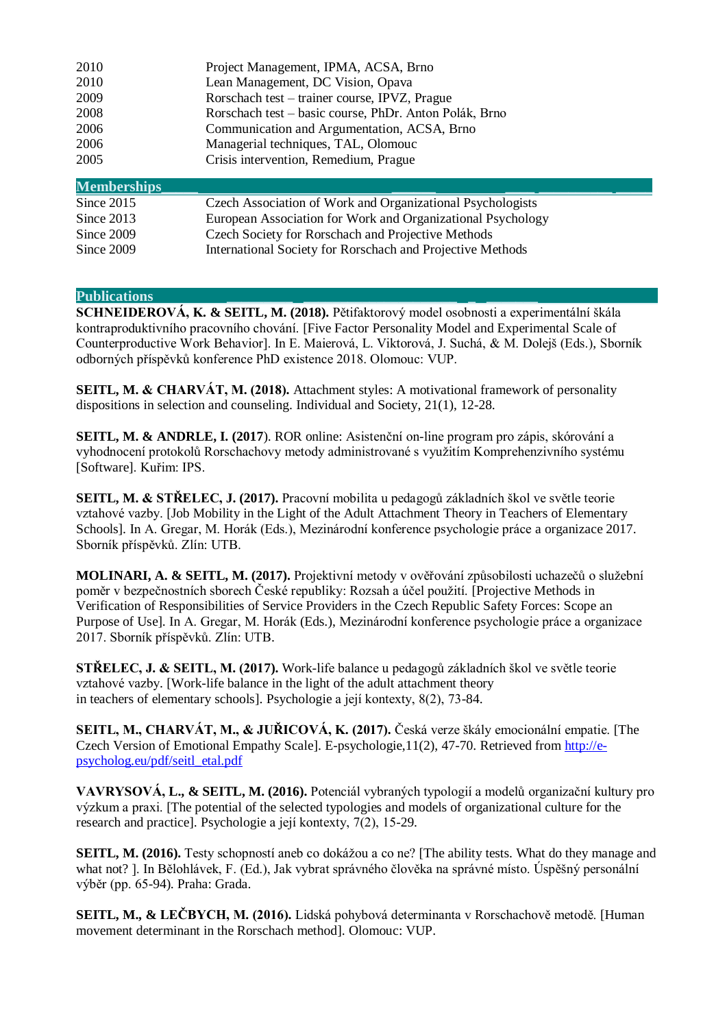| | |
|---|---|
| 2010 | Project Management, IPMA, ACSA, Brno |
| 2010 | Lean Management, DC Vision, Opava |
| 2009 | Rorschach test – trainer course, IPVZ, Prague |
| 2008 | Rorschach test – basic course, PhDr. Anton Polák, Brno |
| 2006 | Communication and Argumentation, ACSA, Brno |
| 2006 | Managerial techniques, TAL, Olomouc |
| 2005 | Crisis intervention, Remedium, Prague |

## Memberships

| | |
|---|---|
| Since 2015 | Czech Association of Work and Organizational Psychologists |
| Since 2013 | European Association for Work and Organizational Psychology |
| Since 2009 | Czech Society for Rorschach and Projective Methods |
| Since 2009 | International Society for Rorschach and Projective Methods |

## Publications

**SCHNEIDEROVÁ, K. & SEITL, M. (2018).** Pětifaktorový model osobnosti a experimentální škála kontraproduktivního pracovního chování. [Five Factor Personality Model and Experimental Scale of Counterproductive Work Behavior]. In E. Maierová, L. Viktorová, J. Suchá, & M. Dolejš (Eds.), Sborník odborných příspěvků konference PhD existence 2018. Olomouc: VUP.

**SEITL, M. & CHARVÁT, M. (2018).** Attachment styles: A motivational framework of personality dispositions in selection and counseling. Individual and Society, 21(1), 12-28.

**SEITL, M. & ANDRLE, I. (2017**). ROR online: Asistenční on-line program pro zápis, skórování a vyhodnocení protokolů Rorschachovy metody administrované s využitím Komprehenzivního systému [Software]. Kuřim: IPS.

**SEITL, M. & STŘELEC, J. (2017).** Pracovní mobilita u pedagogů základních škol ve světle teorie vztahové vazby. [Job Mobility in the Light of the Adult Attachment Theory in Teachers of Elementary Schools]. In A. Gregar, M. Horák (Eds.), Mezinárodní konference psychologie práce a organizace 2017. Sborník příspěvků. Zlín: UTB.

**MOLINARI, A. & SEITL, M. (2017).** Projektivní metody v ověřování způsobilosti uchazečů o služební poměr v bezpečnostních sborech České republiky: Rozsah a účel použití. [Projective Methods in Verification of Responsibilities of Service Providers in the Czech Republic Safety Forces: Scope an Purpose of Use]. In A. Gregar, M. Horák (Eds.), Mezinárodní konference psychologie práce a organizace 2017. Sborník příspěvků. Zlín: UTB.

**STŘELEC, J. & SEITL, M. (2017).** Work-life balance u pedagogů základních škol ve světle teorie vztahové vazby. [Work-life balance in the light of the adult attachment theory in teachers of elementary schools]. Psychologie a její kontexty, 8(2), 73-84.

**SEITL, M., CHARVÁT, M., & JUŘICOVÁ, K. (2017).** Česká verze škály emocionální empatie. [The Czech Version of Emotional Empathy Scale]. E-psychologie,11(2), 47-70. Retrieved from [http://e-psycholog.eu/pdf/seitl_etal.pdf](http://e-psycholog.eu/pdf/seitl_etal.pdf)

**VAVRYSOVÁ, L., & SEITL, M. (2016).** Potenciál vybraných typologií a modelů organizační kultury pro výzkum a praxi. [The potential of the selected typologies and models of organizational culture for the research and practice]. Psychologie a její kontexty, 7(2), 15-29.

**SEITL, M. (2016).** Testy schopností aneb co dokážou a co ne? [The ability tests. What do they manage and what not? ]. In Bělohlávek, F. (Ed.), Jak vybrat správného člověka na správné místo. Úspěšný personální výběr (pp. 65-94). Praha: Grada.

**SEITL, M., & LEČBYCH, M. (2016).** Lidská pohybová determinanta v Rorschachově metodě. [Human movement determinant in the Rorschach method]. Olomouc: VUP.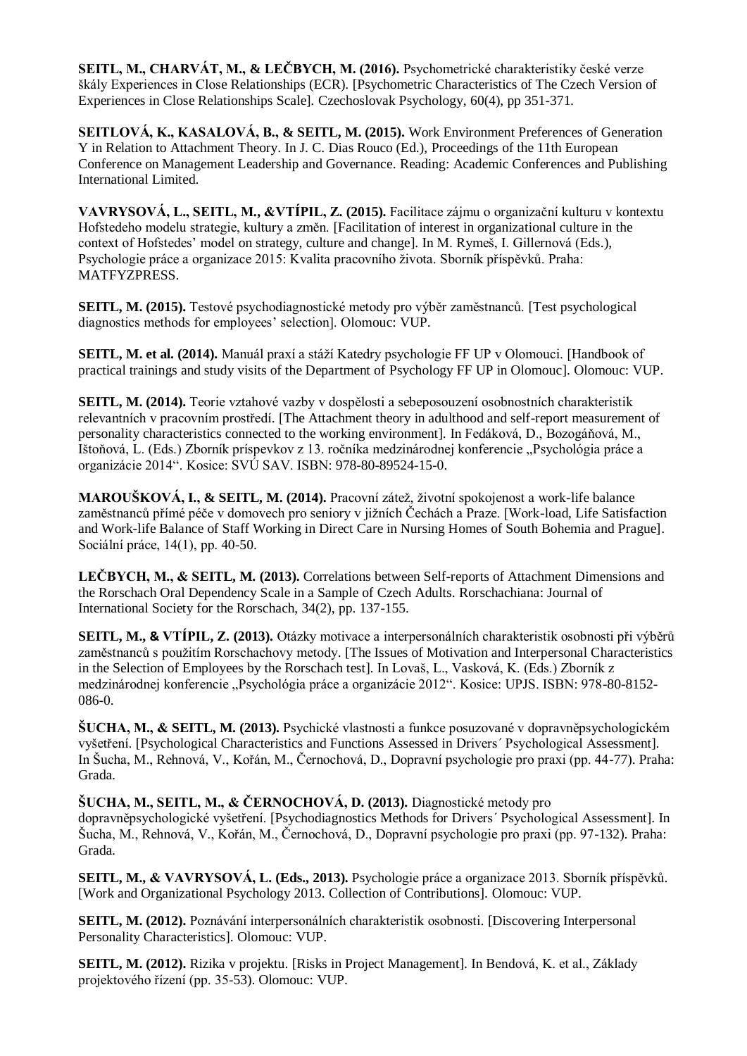**SEITL, M., CHARVÁT, M., & LEČBYCH, M. (2016).** Psychometrické charakteristiky české verze škály Experiences in Close Relationships (ECR). [Psychometric Characteristics of The Czech Version of Experiences in Close Relationships Scale]. Czechoslovak Psychology, 60(4), pp 351-371.

**SEITLOVÁ, K., KASALOVÁ, B., & SEITL, M. (2015).** Work Environment Preferences of Generation Y in Relation to Attachment Theory. In J. C. Dias Rouco (Ed.), Proceedings of the 11th European Conference on Management Leadership and Governance. Reading: Academic Conferences and Publishing International Limited.

**VAVRYSOVÁ, L., SEITL, M., &VTÍPIL, Z. (2015).** Facilitace zájmu o organizační kulturu v kontextu Hofstedeho modelu strategie, kultury a změn. [Facilitation of interest in organizational culture in the context of Hofstedes' model on strategy, culture and change]. In M. Rymeš, I. Gillernová (Eds.), Psychologie práce a organizace 2015: Kvalita pracovního života. Sborník příspěvků. Praha: MATFYZPRESS.

**SEITL, M. (2015).** Testové psychodiagnostické metody pro výběr zaměstnanců. [Test psychological diagnostics methods for employees' selection]. Olomouc: VUP.

**SEITL, M. et al. (2014).** Manuál praxí a stáží Katedry psychologie FF UP v Olomouci. [Handbook of practical trainings and study visits of the Department of Psychology FF UP in Olomouc]. Olomouc: VUP.

**SEITL, M. (2014).** Teorie vztahové vazby v dospělosti a sebeposouzení osobnostních charakteristik relevantních v pracovním prostředí. [The Attachment theory in adulthood and self-report measurement of personality characteristics connected to the working environment]. In Fedáková, D., Bozogáňová, M., Ištoňová, L. (Eds.) Zborník príspevkov z 13. ročníka medzinárodnej konferencie „Psychológia práce a organizácie 2014". Kosice: SVÚ SAV. ISBN: 978-80-89524-15-0.

**MAROUŠKOVÁ, I., & SEITL, M. (2014).** Pracovní zátež, životní spokojenost a work-life balance zaměstnanců přímé péče v domovech pro seniory v jižních Čechách a Praze. [Work-load, Life Satisfaction and Work-life Balance of Staff Working in Direct Care in Nursing Homes of South Bohemia and Prague]. Sociální práce, 14(1), pp. 40-50.

**LEČBYCH, M., & SEITL, M. (2013).** Correlations between Self-reports of Attachment Dimensions and the Rorschach Oral Dependency Scale in a Sample of Czech Adults. Rorschachiana: Journal of International Society for the Rorschach, 34(2), pp. 137-155.

**SEITL, M., & VTÍPIL, Z. (2013).** Otázky motivace a interpersonálních charakteristik osobnosti při výběrů zaměstnanců s použitím Rorschachovy metody. [The Issues of Motivation and Interpersonal Characteristics in the Selection of Employees by the Rorschach test]. In Lovaš, L., Vasková, K. (Eds.) Zborník z medzinárodnej konferencie „Psychológia práce a organizácie 2012". Kosice: UPJS. ISBN: 978-80-8152-086-0.

**ŠUCHA, M., & SEITL, M. (2013).** Psychické vlastnosti a funkce posuzované v dopravněpsychologickém vyšetření. [Psychological Characteristics and Functions Assessed in Drivers´ Psychological Assessment]. In Šucha, M., Rehnová, V., Kořán, M., Černochová, D., Dopravní psychologie pro praxi (pp. 44-77). Praha: Grada.

**ŠUCHA, M., SEITL, M., & ČERNOCHOVÁ, D. (2013).** Diagnostické metody pro dopravněpsychologické vyšetření. [Psychodiagnostics Methods for Drivers´ Psychological Assessment]. In Šucha, M., Rehnová, V., Kořán, M., Černochová, D., Dopravní psychologie pro praxi (pp. 97-132). Praha: Grada.

**SEITL, M., & VAVRYSOVÁ, L. (Eds., 2013).** Psychologie práce a organizace 2013. Sborník příspěvků. [Work and Organizational Psychology 2013. Collection of Contributions]. Olomouc: VUP.

**SEITL, M. (2012).** Poznávání interpersonálních charakteristik osobnosti. [Discovering Interpersonal Personality Characteristics]. Olomouc: VUP.

**SEITL, M. (2012).** Rizika v projektu. [Risks in Project Management]. In Bendová, K. et al., Základy projektového řízení (pp. 35-53). Olomouc: VUP.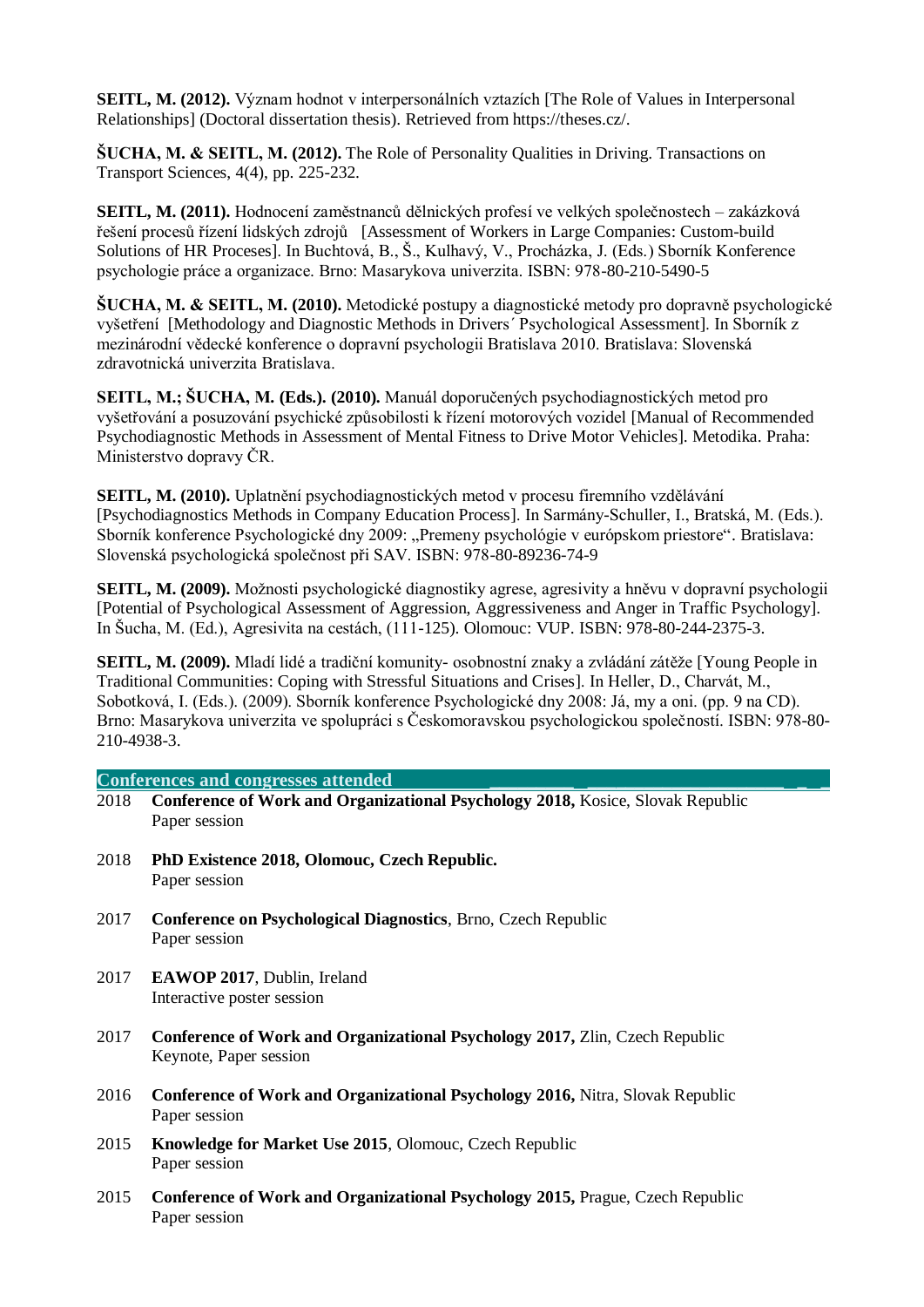**SEITL, M. (2012).** Význam hodnot v interpersonálních vztazích [The Role of Values in Interpersonal Relationships] (Doctoral dissertation thesis). Retrieved from https://theses.cz/.

**ŠUCHA, M. & SEITL, M. (2012).** The Role of Personality Qualities in Driving. Transactions on Transport Sciences, 4(4), pp. 225-232.

**SEITL, M. (2011).** Hodnocení zaměstnanců dělnických profesí ve velkých společnostech – zakázková řešení procesů řízení lidských zdrojů [Assessment of Workers in Large Companies: Custom-build Solutions of HR Proceses]. In Buchtová, B., Š., Kulhavý, V., Procházka, J. (Eds.) Sborník Konference psychologie práce a organizace. Brno: Masarykova univerzita. ISBN: 978-80-210-5490-5

**ŠUCHA, M. & SEITL, M. (2010).** Metodické postupy a diagnostické metody pro dopravně psychologické vyšetření [Methodology and Diagnostic Methods in Drivers´ Psychological Assessment]. In Sborník z mezinárodní vědecké konference o dopravní psychologii Bratislava 2010. Bratislava: Slovenská zdravotnická univerzita Bratislava.

**SEITL, M.; ŠUCHA, M. (Eds.). (2010).** Manuál doporučených psychodiagnostických metod pro vyšetřování a posuzování psychické způsobilosti k řízení motorových vozidel [Manual of Recommended Psychodiagnostic Methods in Assessment of Mental Fitness to Drive Motor Vehicles]. Metodika. Praha: Ministerstvo dopravy ČR.

**SEITL, M. (2010).** Uplatnění psychodiagnostických metod v procesu firemního vzdělávání [Psychodiagnostics Methods in Company Education Process]. In Sarmány-Schuller, I., Bratská, M. (Eds.). Sborník konference Psychologické dny 2009: „Premeny psychológie v európskom priestore". Bratislava: Slovenská psychologická společnost při SAV. ISBN: 978-80-89236-74-9

**SEITL, M. (2009).** Možnosti psychologické diagnostiky agrese, agresivity a hněvu v dopravní psychologii [Potential of Psychological Assessment of Aggression, Aggressiveness and Anger in Traffic Psychology]. In Šucha, M. (Ed.), Agresivita na cestách, (111-125). Olomouc: VUP. ISBN: 978-80-244-2375-3.

**SEITL, M. (2009).** Mladí lidé a tradiční komunity- osobnostní znaky a zvládání zátěže [Young People in Traditional Communities: Coping with Stressful Situations and Crises]. In Heller, D., Charvát, M., Sobotková, I. (Eds.). (2009). Sborník konference Psychologické dny 2008: Já, my a oni. (pp. 9 na CD). Brno: Masarykova univerzita ve spolupráci s Českomoravskou psychologickou společností. ISBN: 978-80-210-4938-3.

## Conferences and congresses attended

2018 **Conference of Work and Organizational Psychology 2018,** Kosice, Slovak Republic
Paper session

2018 **PhD Existence 2018, Olomouc, Czech Republic.**
Paper session

2017 **Conference on Psychological Diagnostics**, Brno, Czech Republic
Paper session

2017 **EAWOP 2017**, Dublin, Ireland
Interactive poster session

2017 **Conference of Work and Organizational Psychology 2017,** Zlin, Czech Republic
Keynote, Paper session

2016 **Conference of Work and Organizational Psychology 2016,** Nitra, Slovak Republic
Paper session

2015 **Knowledge for Market Use 2015**, Olomouc, Czech Republic
Paper session

2015 **Conference of Work and Organizational Psychology 2015,** Prague, Czech Republic
Paper session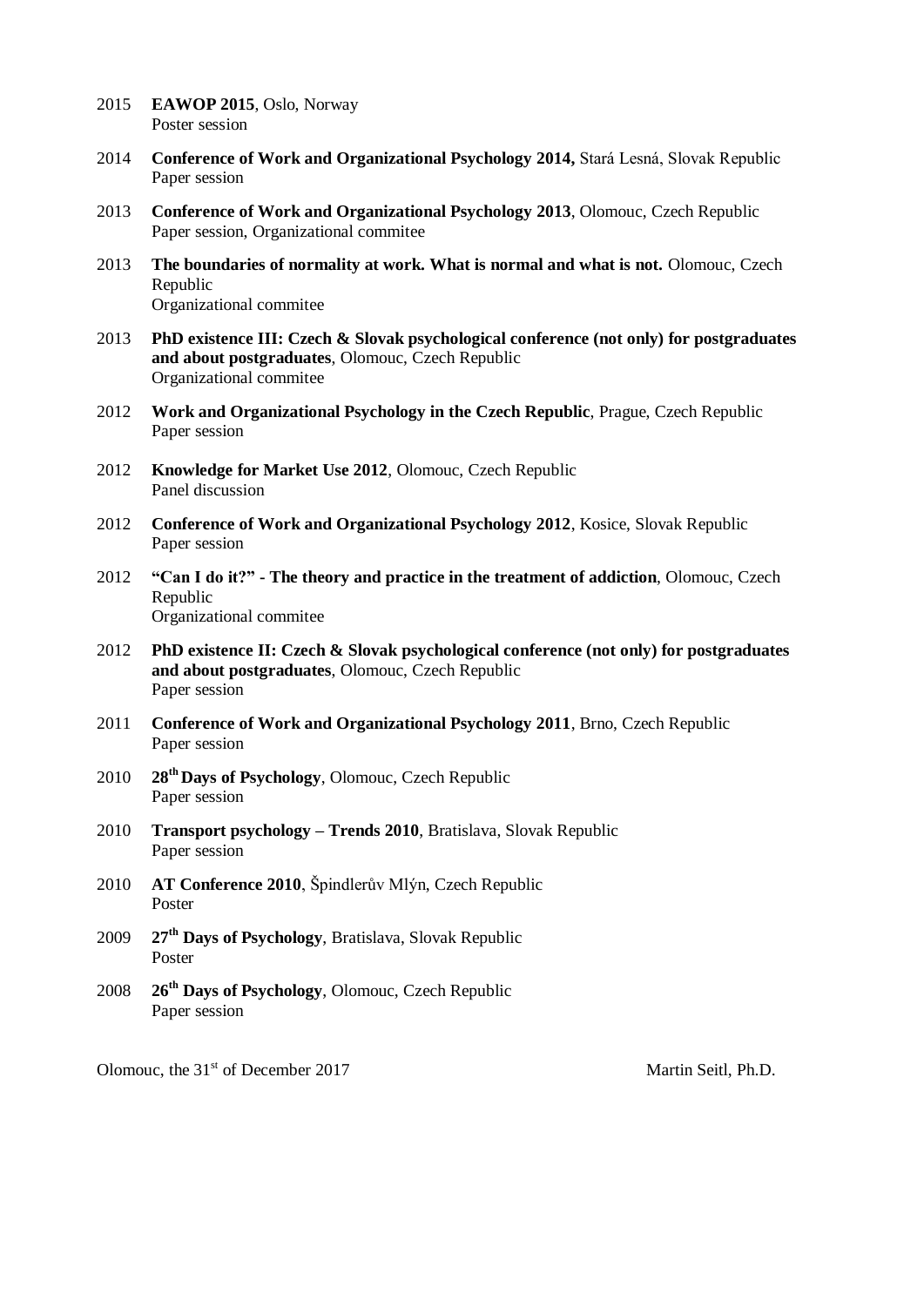2015 **EAWOP 2015**, Oslo, Norway
Poster session

2014 **Conference of Work and Organizational Psychology 2014,** Stará Lesná, Slovak Republic
Paper session

2013 **Conference of Work and Organizational Psychology 2013**, Olomouc, Czech Republic
Paper session, Organizational commitee

2013 **The boundaries of normality at work. What is normal and what is not.** Olomouc, Czech Republic
Organizational commitee

2013 **PhD existence III: Czech & Slovak psychological conference (not only) for postgraduates and about postgraduates**, Olomouc, Czech Republic
Organizational commitee

2012 **Work and Organizational Psychology in the Czech Republic**, Prague, Czech Republic
Paper session

2012 **Knowledge for Market Use 2012**, Olomouc, Czech Republic
Panel discussion

2012 **Conference of Work and Organizational Psychology 2012**, Kosice, Slovak Republic
Paper session

2012 **"Can I do it?" - The theory and practice in the treatment of addiction**, Olomouc, Czech Republic
Organizational commitee

2012 **PhD existence II: Czech & Slovak psychological conference (not only) for postgraduates and about postgraduates**, Olomouc, Czech Republic
Paper session

2011 **Conference of Work and Organizational Psychology 2011**, Brno, Czech Republic
Paper session

2010 **28th Days of Psychology**, Olomouc, Czech Republic
Paper session

2010 **Transport psychology – Trends 2010**, Bratislava, Slovak Republic
Paper session

2010 **AT Conference 2010**, Špindlerův Mlýn, Czech Republic
Poster

2009 **27th Days of Psychology**, Bratislava, Slovak Republic
Poster

2008 **26th Days of Psychology**, Olomouc, Czech Republic
Paper session

Olomouc, the 31st of December 2017 Martin Seitl, Ph.D.